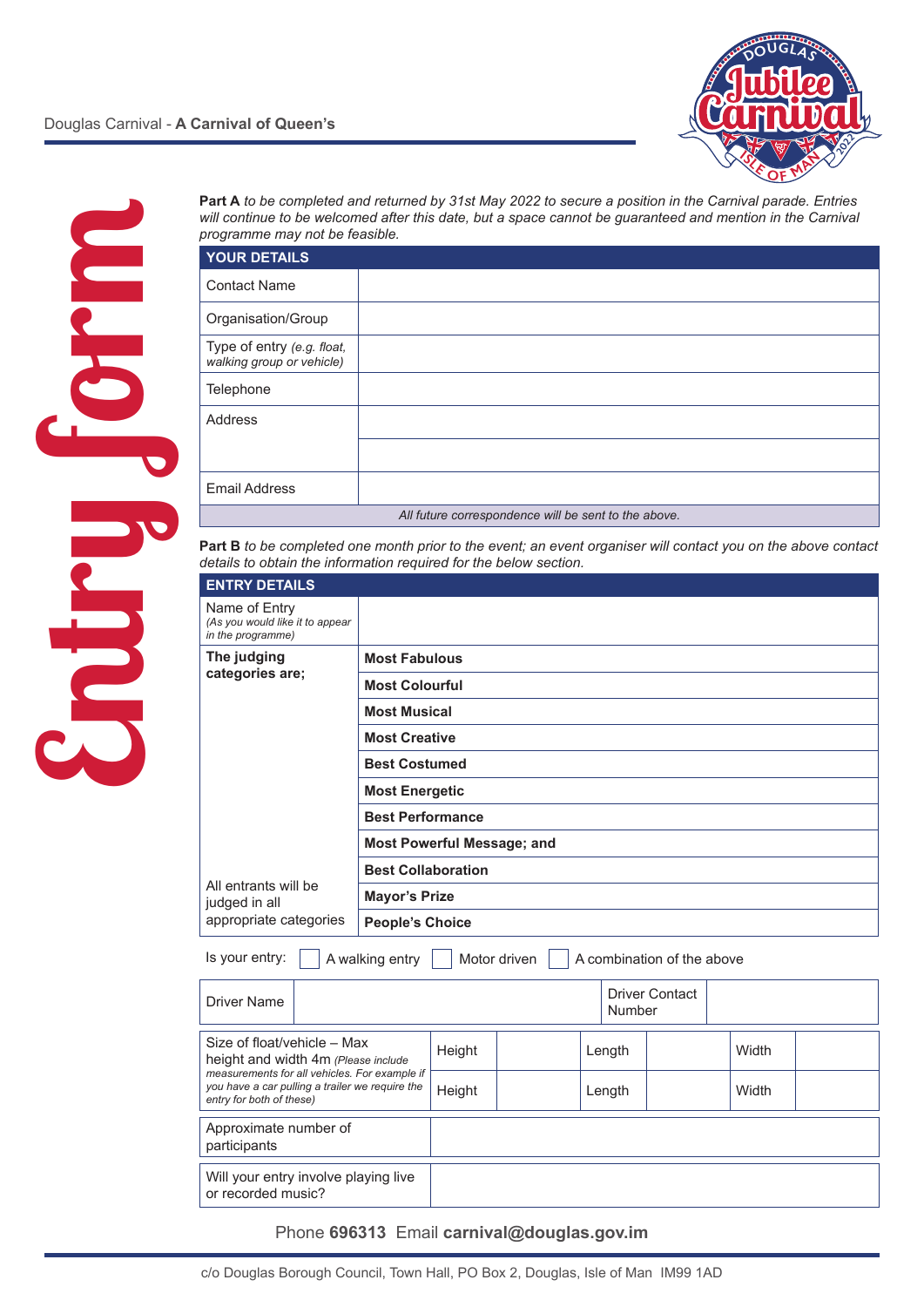Douglas Carnival - **A Carnival of Queen's**

# Entry form

**Part A** *to be completed and returned by 31st May 2022 to secure a position in the Carnival parade. Entries will continue to be welcomed after this date, but a space cannot be guaranteed and mention in the Carnival programme may not be feasible.*

| YOUR DETAILS | |
|---|---|
| Contact Name | |
| Organisation/Group | |
| Type of entry *(e.g. float, walking group or vehicle)* | |
| Telephone | |
| Address | |
| | |
| Email Address | |
| *All future correspondence will be sent to the above.* | |

**Part B** *to be completed one month prior to the event; an event organiser will contact you on the above contact details to obtain the information required for the below section.*

| ENTRY DETAILS | |
|---|---|
| Name of Entry *(As you would like it to appear in the programme)* | |
| **The judging categories are;** | **Most Fabulous** |
| | **Most Colourful** |
| | **Most Musical** |
| | **Most Creative** |
| | **Best Costumed** |
| | **Most Energetic** |
| | **Best Performance** |
| | **Most Powerful Message; and** |
| | **Best Collaboration** |
| All entrants will be judged in all appropriate categories | **Mayor's Prize** |
| | **People's Choice** |

Is your entry: ☐ A walking entry ☐ Motor driven ☐ A combination of the above

| Driver Name | | Driver Contact Number | |
|---|---|---|---|

| Size of float/vehicle – Max height and width 4m *(Please include measurements for all vehicles. For example if you have a car pulling a trailer we require the entry for both of these)* | Height | | Length | | Width | |
|---|---|---|---|---|---|---|
| | Height | | Length | | Width | |

| Approximate number of participants | |
|---|---|
| Will your entry involve playing live or recorded music? | |

Phone **696313** Email **carnival@douglas.gov.im**

c/o Douglas Borough Council, Town Hall, PO Box 2, Douglas, Isle of Man IM99 1AD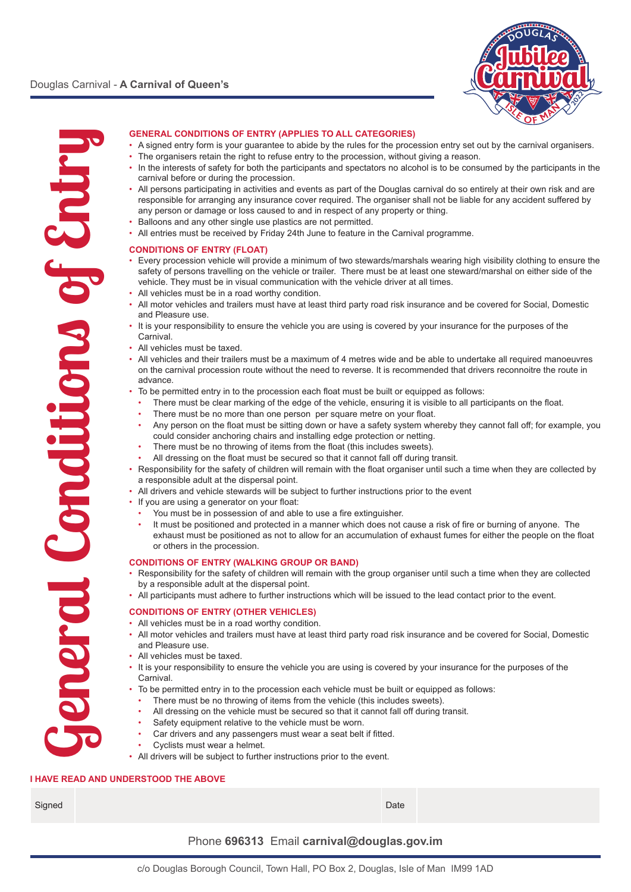Douglas Carnival - **A Carnival of Queen's**

# General Conditions of Entry

### GENERAL CONDITIONS OF ENTRY (APPLIES TO ALL CATEGORIES)

- A signed entry form is your guarantee to abide by the rules for the procession entry set out by the carnival organisers.
- The organisers retain the right to refuse entry to the procession, without giving a reason.
- In the interests of safety for both the participants and spectators no alcohol is to be consumed by the participants in the carnival before or during the procession.
- All persons participating in activities and events as part of the Douglas carnival do so entirely at their own risk and are responsible for arranging any insurance cover required. The organiser shall not be liable for any accident suffered by any person or damage or loss caused to and in respect of any property or thing.
- Balloons and any other single use plastics are not permitted.
- All entries must be received by Friday 24th June to feature in the Carnival programme.

### CONDITIONS OF ENTRY (FLOAT)

- Every procession vehicle will provide a minimum of two stewards/marshals wearing high visibility clothing to ensure the safety of persons travelling on the vehicle or trailer. There must be at least one steward/marshal on either side of the vehicle. They must be in visual communication with the vehicle driver at all times.
- All vehicles must be in a road worthy condition.
- All motor vehicles and trailers must have at least third party road risk insurance and be covered for Social, Domestic and Pleasure use.
- It is your responsibility to ensure the vehicle you are using is covered by your insurance for the purposes of the Carnival.
- All vehicles must be taxed.
- All vehicles and their trailers must be a maximum of 4 metres wide and be able to undertake all required manoeuvres on the carnival procession route without the need to reverse. It is recommended that drivers reconnoitre the route in advance.
- To be permitted entry in to the procession each float must be built or equipped as follows:
  - There must be clear marking of the edge of the vehicle, ensuring it is visible to all participants on the float.
  - There must be no more than one person per square metre on your float.
  - Any person on the float must be sitting down or have a safety system whereby they cannot fall off; for example, you could consider anchoring chairs and installing edge protection or netting.
  - There must be no throwing of items from the float (this includes sweets).
  - All dressing on the float must be secured so that it cannot fall off during transit.
- Responsibility for the safety of children will remain with the float organiser until such a time when they are collected by a responsible adult at the dispersal point.
- All drivers and vehicle stewards will be subject to further instructions prior to the event
- If you are using a generator on your float:
  - You must be in possession of and able to use a fire extinguisher.
  - It must be positioned and protected in a manner which does not cause a risk of fire or burning of anyone. The exhaust must be positioned as not to allow for an accumulation of exhaust fumes for either the people on the float or others in the procession.

### CONDITIONS OF ENTRY (WALKING GROUP OR BAND)

- Responsibility for the safety of children will remain with the group organiser until such a time when they are collected by a responsible adult at the dispersal point.
- All participants must adhere to further instructions which will be issued to the lead contact prior to the event.

### CONDITIONS OF ENTRY (OTHER VEHICLES)

- All vehicles must be in a road worthy condition.
- All motor vehicles and trailers must have at least third party road risk insurance and be covered for Social, Domestic and Pleasure use.
- All vehicles must be taxed.
- It is your responsibility to ensure the vehicle you are using is covered by your insurance for the purposes of the Carnival.
- To be permitted entry in to the procession each vehicle must be built or equipped as follows:
  - There must be no throwing of items from the vehicle (this includes sweets).
  - All dressing on the vehicle must be secured so that it cannot fall off during transit.
  - Safety equipment relative to the vehicle must be worn.
  - Car drivers and any passengers must wear a seat belt if fitted.
  - Cyclists must wear a helmet.
- All drivers will be subject to further instructions prior to the event.

### I HAVE READ AND UNDERSTOOD THE ABOVE

| | | | |
|---|---|---|---|
| Signed | | Date | |

Phone **696313** Email **carnival@douglas.gov.im**

c/o Douglas Borough Council, Town Hall, PO Box 2, Douglas, Isle of Man IM99 1AD